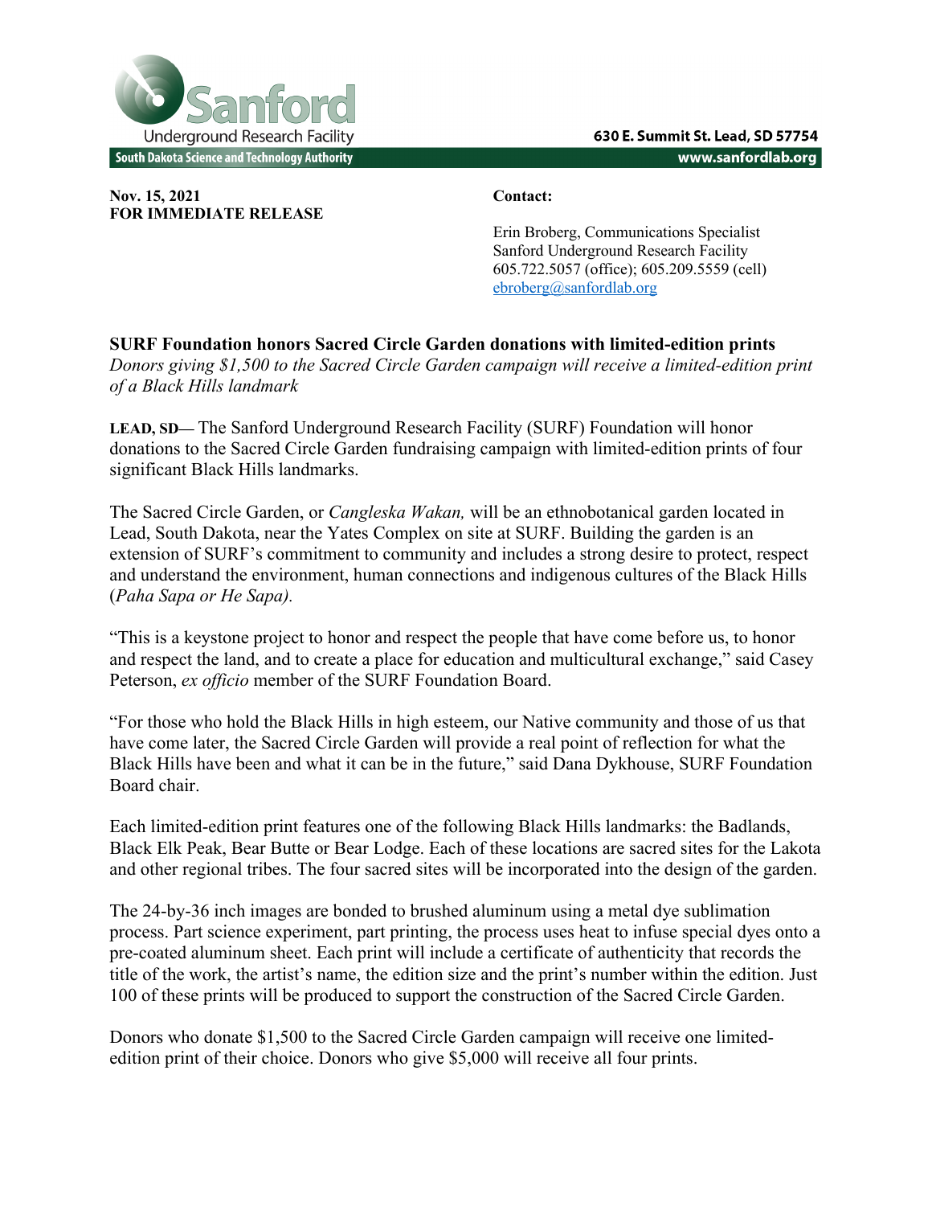Sanford Underground Research Facility
South Dakota Science and Technology Authority

630 E. Summit St. Lead, SD 57754
www.sanfordlab.org

**Nov. 15, 2021**
**FOR IMMEDIATE RELEASE**

**Contact:**

Erin Broberg, Communications Specialist
Sanford Underground Research Facility
605.722.5057 (office); 605.209.5559 (cell)
ebroberg@sanfordlab.org

**SURF Foundation honors Sacred Circle Garden donations with limited-edition prints**
*Donors giving $1,500 to the Sacred Circle Garden campaign will receive a limited-edition print of a Black Hills landmark*

**LEAD, SD**— The Sanford Underground Research Facility (SURF) Foundation will honor donations to the Sacred Circle Garden fundraising campaign with limited-edition prints of four significant Black Hills landmarks.

The Sacred Circle Garden, or *Cangleska Wakan,* will be an ethnobotanical garden located in Lead, South Dakota, near the Yates Complex on site at SURF. Building the garden is an extension of SURF's commitment to community and includes a strong desire to protect, respect and understand the environment, human connections and indigenous cultures of the Black Hills (*Paha Sapa or He Sapa).*

"This is a keystone project to honor and respect the people that have come before us, to honor and respect the land, and to create a place for education and multicultural exchange," said Casey Peterson, *ex officio* member of the SURF Foundation Board.

"For those who hold the Black Hills in high esteem, our Native community and those of us that have come later, the Sacred Circle Garden will provide a real point of reflection for what the Black Hills have been and what it can be in the future," said Dana Dykhouse, SURF Foundation Board chair.

Each limited-edition print features one of the following Black Hills landmarks: the Badlands, Black Elk Peak, Bear Butte or Bear Lodge. Each of these locations are sacred sites for the Lakota and other regional tribes. The four sacred sites will be incorporated into the design of the garden.

The 24-by-36 inch images are bonded to brushed aluminum using a metal dye sublimation process. Part science experiment, part printing, the process uses heat to infuse special dyes onto a pre-coated aluminum sheet. Each print will include a certificate of authenticity that records the title of the work, the artist's name, the edition size and the print's number within the edition. Just 100 of these prints will be produced to support the construction of the Sacred Circle Garden.

Donors who donate $1,500 to the Sacred Circle Garden campaign will receive one limited-edition print of their choice. Donors who give $5,000 will receive all four prints.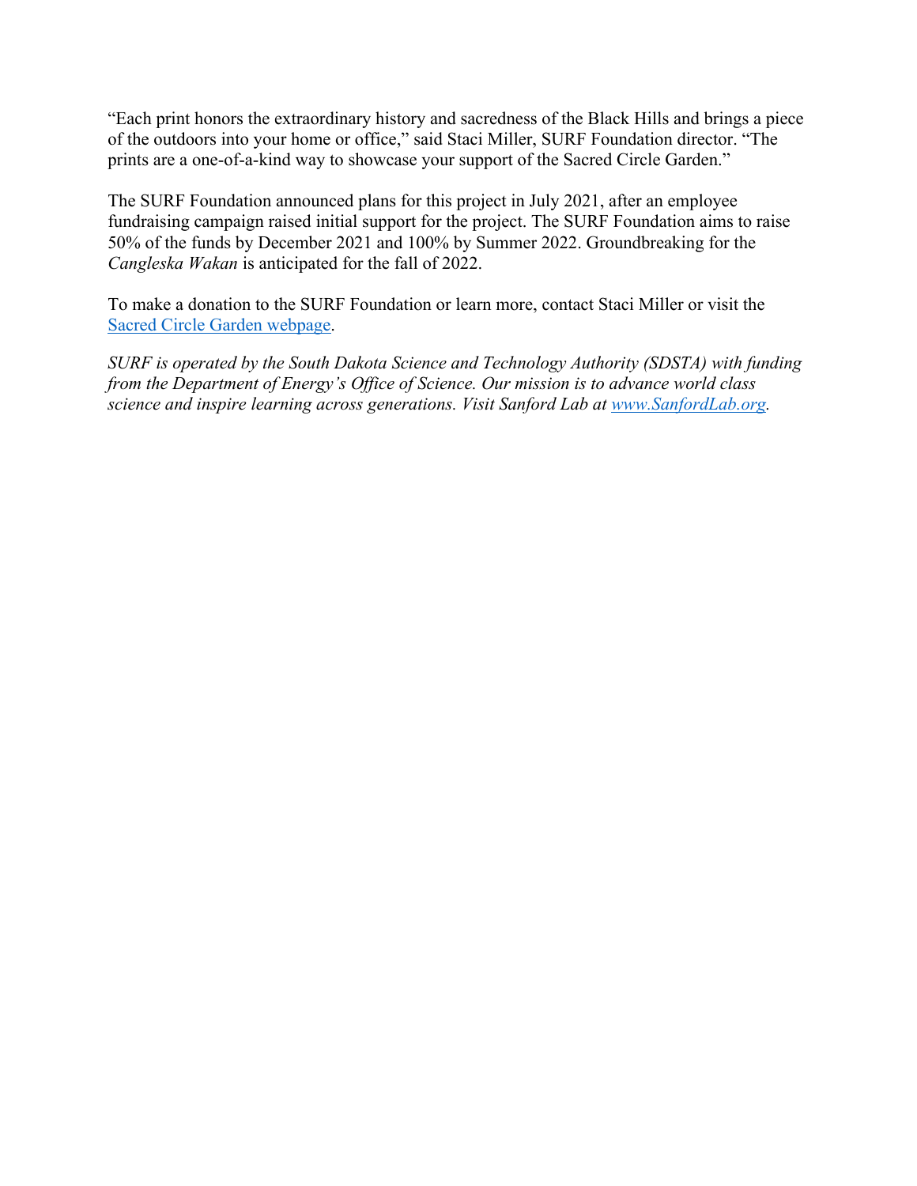"Each print honors the extraordinary history and sacredness of the Black Hills and brings a piece of the outdoors into your home or office," said Staci Miller, SURF Foundation director. "The prints are a one-of-a-kind way to showcase your support of the Sacred Circle Garden."

The SURF Foundation announced plans for this project in July 2021, after an employee fundraising campaign raised initial support for the project. The SURF Foundation aims to raise 50% of the funds by December 2021 and 100% by Summer 2022. Groundbreaking for the *Cangleska Wakan* is anticipated for the fall of 2022.

To make a donation to the SURF Foundation or learn more, contact Staci Miller or visit the [Sacred Circle Garden webpage](#).

*SURF is operated by the South Dakota Science and Technology Authority (SDSTA) with funding from the Department of Energy's Office of Science. Our mission is to advance world class science and inspire learning across generations. Visit Sanford Lab at [www.SanfordLab.org](http://www.SanfordLab.org).*